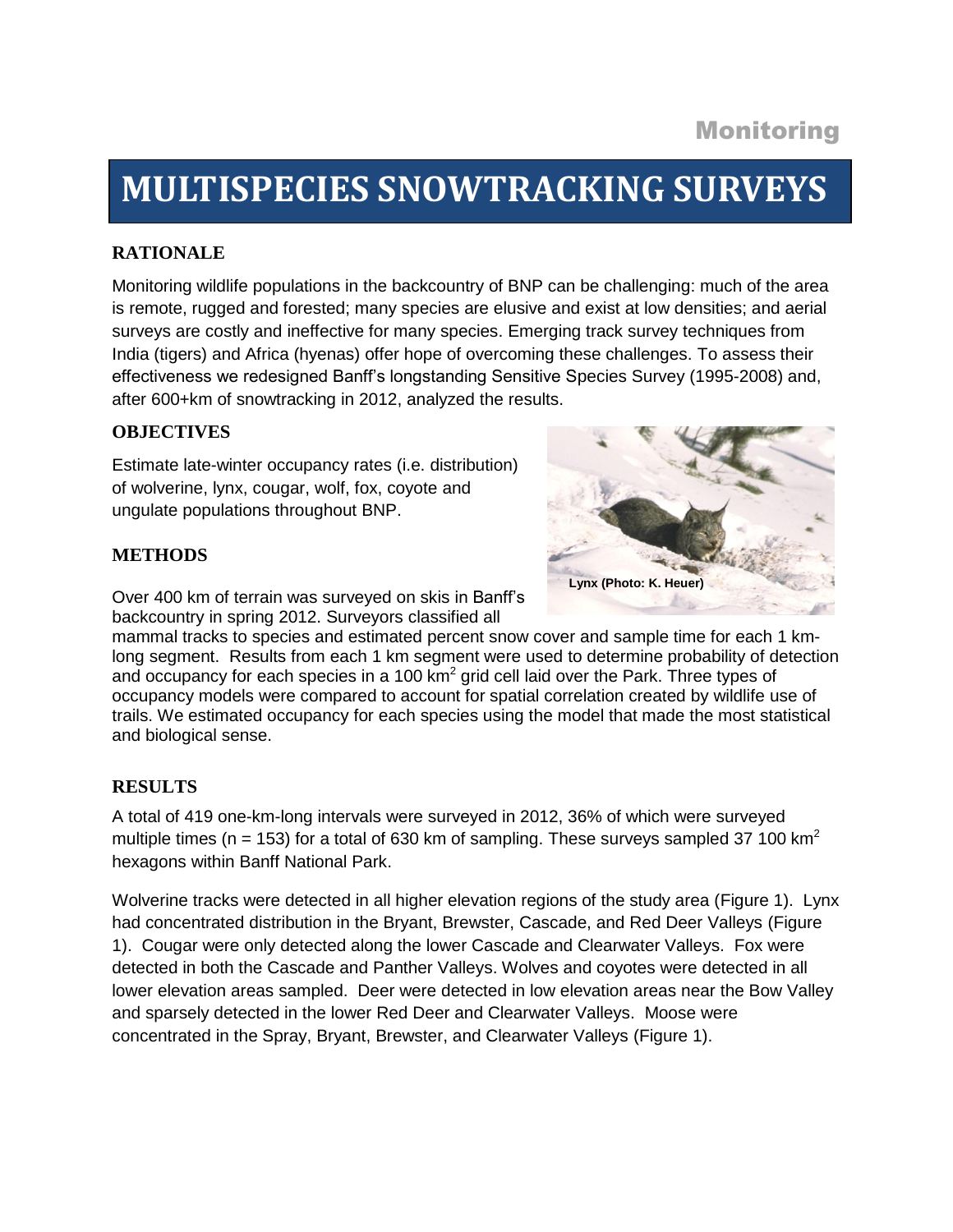Monitoring

# MULTISPECIES SNOWTRACKING SURVEYS

## RATIONALE

Monitoring wildlife populations in the backcountry of BNP can be challenging: much of the area is remote, rugged and forested; many species are elusive and exist at low densities; and aerial surveys are costly and ineffective for many species. Emerging track survey techniques from India (tigers) and Africa (hyenas) offer hope of overcoming these challenges. To assess their effectiveness we redesigned Banff's longstanding Sensitive Species Survey (1995-2008) and, after 600+km of snowtracking in 2012, analyzed the results.

## OBJECTIVES

Estimate late-winter occupancy rates (i.e. distribution) of wolverine, lynx, cougar, wolf, fox, coyote and ungulate populations throughout BNP.

Lynx (Photo: K. Heuer)

## METHODS

Over 400 km of terrain was surveyed on skis in Banff's backcountry in spring 2012. Surveyors classified all mammal tracks to species and estimated percent snow cover and sample time for each 1 km-long segment. Results from each 1 km segment were used to determine probability of detection and occupancy for each species in a 100 km$^2$ grid cell laid over the Park. Three types of occupancy models were compared to account for spatial correlation created by wildlife use of trails. We estimated occupancy for each species using the model that made the most statistical and biological sense.

## RESULTS

A total of 419 one-km-long intervals were surveyed in 2012, 36% of which were surveyed multiple times (n = 153) for a total of 630 km of sampling. These surveys sampled 37 100 km$^2$ hexagons within Banff National Park.

Wolverine tracks were detected in all higher elevation regions of the study area (Figure 1). Lynx had concentrated distribution in the Bryant, Brewster, Cascade, and Red Deer Valleys (Figure 1). Cougar were only detected along the lower Cascade and Clearwater Valleys. Fox were detected in both the Cascade and Panther Valleys. Wolves and coyotes were detected in all lower elevation areas sampled. Deer were detected in low elevation areas near the Bow Valley and sparsely detected in the lower Red Deer and Clearwater Valleys. Moose were concentrated in the Spray, Bryant, Brewster, and Clearwater Valleys (Figure 1).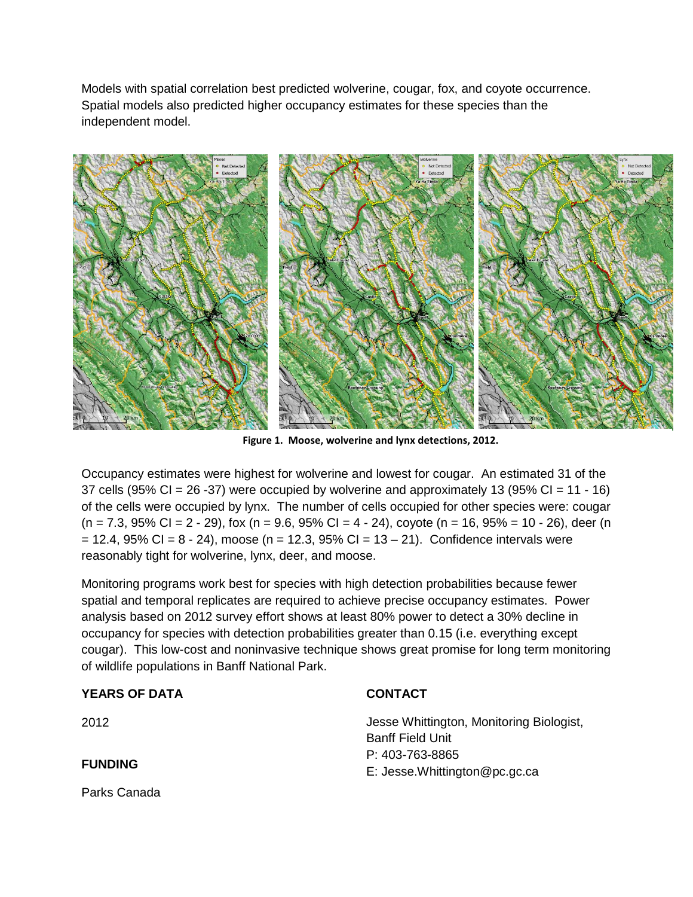Models with spatial correlation best predicted wolverine, cougar, fox, and coyote occurrence. Spatial models also predicted higher occupancy estimates for these species than the independent model.

**Figure 1. Moose, wolverine and lynx detections, 2012.**

Occupancy estimates were highest for wolverine and lowest for cougar. An estimated 31 of the 37 cells (95% CI = 26 -37) were occupied by wolverine and approximately 13 (95% CI = 11 - 16) of the cells were occupied by lynx. The number of cells occupied for other species were: cougar (n = 7.3, 95% CI = 2 - 29), fox (n = 9.6, 95% CI = 4 - 24), coyote (n = 16, 95% = 10 - 26), deer (n = 12.4, 95% CI = 8 - 24), moose (n = 12.3, 95% CI = 13 – 21). Confidence intervals were reasonably tight for wolverine, lynx, deer, and moose.

Monitoring programs work best for species with high detection probabilities because fewer spatial and temporal replicates are required to achieve precise occupancy estimates. Power analysis based on 2012 survey effort shows at least 80% power to detect a 30% decline in occupancy for species with detection probabilities greater than 0.15 (i.e. everything except cougar). This low-cost and noninvasive technique shows great promise for long term monitoring of wildlife populations in Banff National Park.

**YEARS OF DATA**

2012

**FUNDING**

Parks Canada

**CONTACT**

Jesse Whittington, Monitoring Biologist, Banff Field Unit
P: 403-763-8865
E: Jesse.Whittington@pc.gc.ca